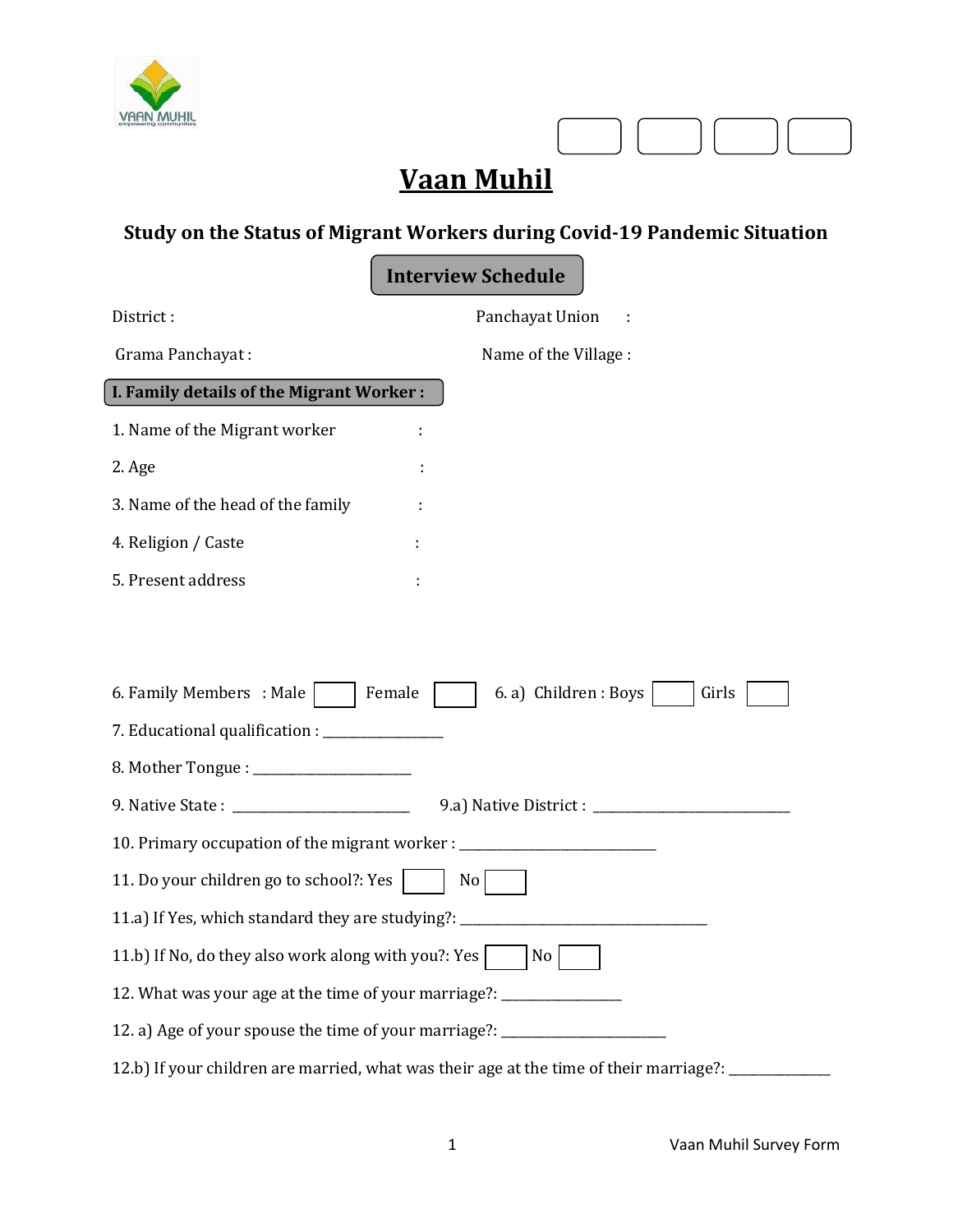# Vaan Muhil

## Study on the Status of Migrant Workers during Covid-19 Pandemic Situation

### Interview Schedule

District :

Panchayat Union :

Grama Panchayat :

Name of the Village :

**I. Family details of the Migrant Worker :**

1. Name of the Migrant worker :
2. Age :
3. Name of the head of the family :
4. Religion / Caste :
5. Present address :

6. Family Members : Male [ ] Female [ ] 6. a) Children : Boys [ ] Girls [ ]

7. Educational qualification : ________________

8. Mother Tongue : ______________________

9. Native State : ________________________ 9.a) Native District : ____________________________

10. Primary occupation of the migrant worker : ___________________________

11. Do your children go to school?: Yes [ ] No [ ]

11.a) If Yes, which standard they are studying?: __________________________________

11.b) If No, do they also work along with you?: Yes [ ] No [ ]

12. What was your age at the time of your marriage?: ________________

12. a) Age of your spouse the time of your marriage?: _______________________

12.b) If your children are married, what was their age at the time of their marriage?: ______________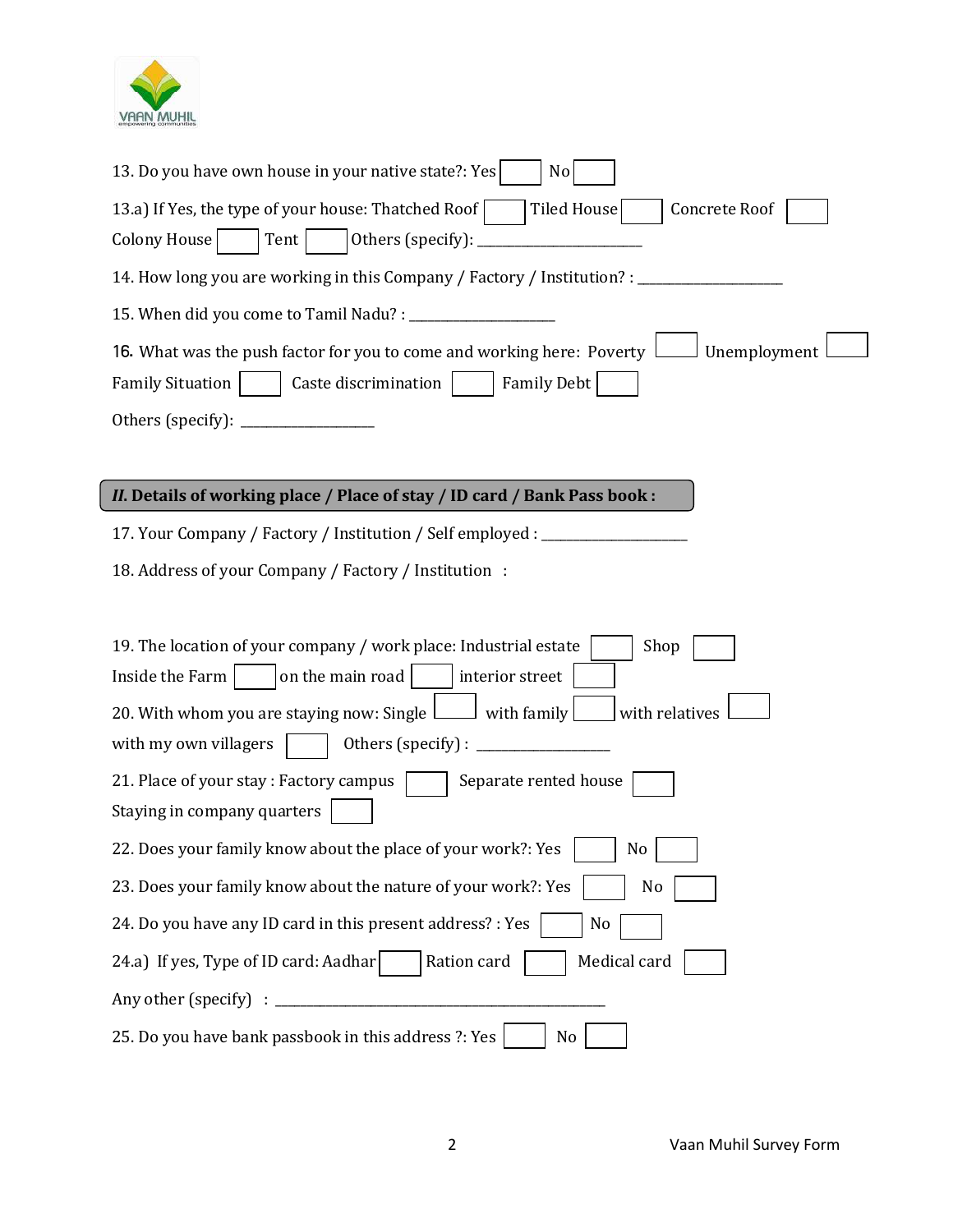13. Do you have own house in your native state?: Yes ☐ No ☐

13.a) If Yes, the type of your house: Thatched Roof ☐ Tiled House ☐ Concrete Roof ☐ Colony House ☐ Tent ☐ Others (specify): ____________________

14. How long you are working in this Company / Factory / Institution? : ________________

15. When did you come to Tamil Nadu? : ________________

16. What was the push factor for you to come and working here: Poverty ☐ Unemployment ☐ Family Situation ☐ Caste discrimination ☐ Family Debt ☐

Others (specify): ________________

## II. Details of working place / Place of stay / ID card / Bank Pass book :

17. Your Company / Factory / Institution / Self employed : ________________

18. Address of your Company / Factory / Institution :

19. The location of your company / work place: Industrial estate ☐ Shop ☐ Inside the Farm ☐ on the main road ☐ interior street ☐

20. With whom you are staying now: Single ☐ with family ☐ with relatives ☐ with my own villagers ☐ Others (specify) : ________________

21. Place of your stay : Factory campus ☐ Separate rented house ☐ Staying in company quarters ☐

22. Does your family know about the place of your work?: Yes ☐ No ☐

23. Does your family know about the nature of your work?: Yes ☐ No ☐

24. Do you have any ID card in this present address? : Yes ☐ No ☐

24.a) If yes, Type of ID card: Aadhar ☐ Ration card ☐ Medical card ☐

Any other (specify) : ________________________________________

25. Do you have bank passbook in this address ?: Yes ☐ No ☐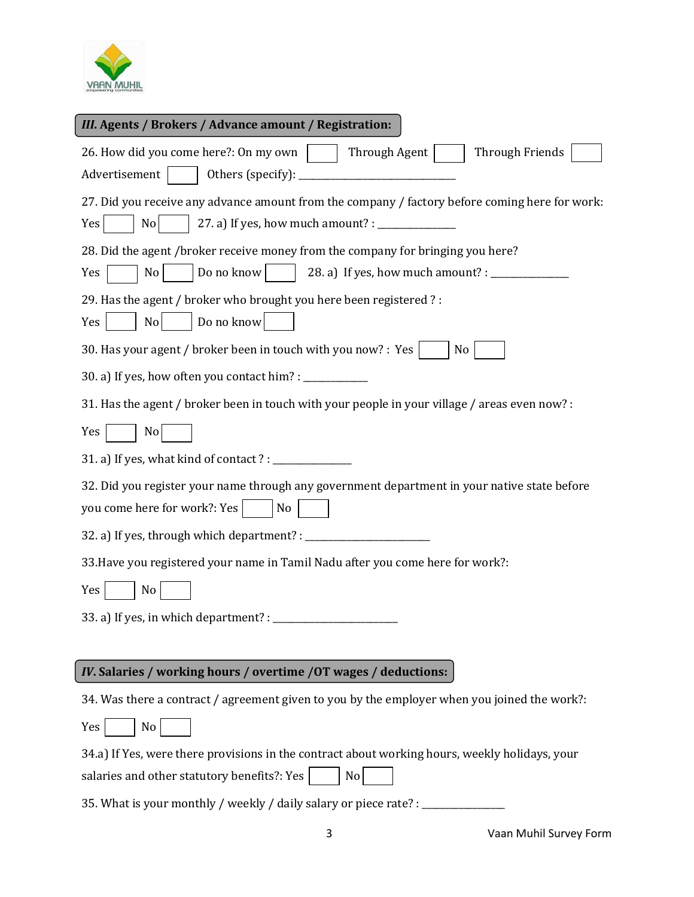## *III.* Agents / Brokers / Advance amount / Registration:

26. How did you come here?: On my own ☐ Through Agent ☐ Through Friends ☐ Advertisement ☐ Others (specify): ______________________________

27. Did you receive any advance amount from the company / factory before coming here for work: Yes ☐ No ☐ 27. a) If yes, how much amount? : ______________

28. Did the agent /broker receive money from the company for bringing you here? Yes ☐ No ☐ Do no know ☐ 28. a) If yes, how much amount? : ______________

29. Has the agent / broker who brought you here been registered ? : Yes ☐ No ☐ Do no know ☐

30. Has your agent / broker been in touch with you now? : Yes ☐ No ☐

30. a) If yes, how often you contact him? : ____________

31. Has the agent / broker been in touch with your people in your village / areas even now? : Yes ☐ No ☐

31. a) If yes, what kind of contact ? : ______________

32. Did you register your name through any government department in your native state before you come here for work?: Yes ☐ No ☐

32. a) If yes, through which department? : _______________________

33.Have you registered your name in Tamil Nadu after you come here for work?: Yes ☐ No ☐

33. a) If yes, in which department? : _______________________

## *IV.* Salaries / working hours / overtime /OT wages / deductions:

34. Was there a contract / agreement given to you by the employer when you joined the work?: Yes ☐ No ☐

34.a) If Yes, were there provisions in the contract about working hours, weekly holidays, your salaries and other statutory benefits?: Yes ☐ No ☐

35. What is your monthly / weekly / daily salary or piece rate? : _______________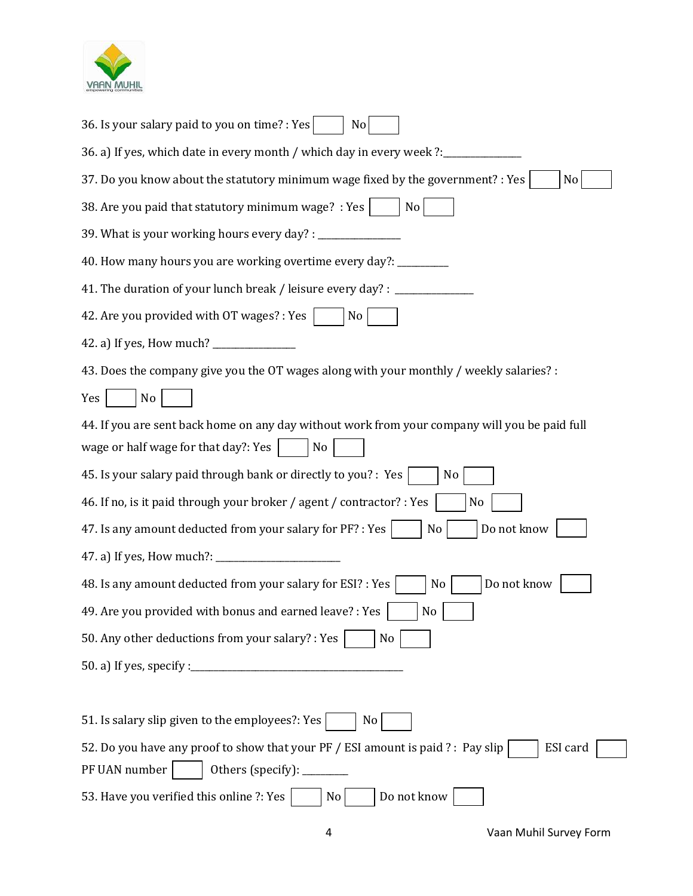36. Is your salary paid to you on time? : Yes ☐ No ☐

36. a) If yes, which date in every month / which day in every week ?:_______________

37. Do you know about the statutory minimum wage fixed by the government? : Yes ☐ No ☐

38. Are you paid that statutory minimum wage? : Yes ☐ No ☐

39. What is your working hours every day? : _______________

40. How many hours you are working overtime every day?: __________

41. The duration of your lunch break / leisure every day? : _______________

42. Are you provided with OT wages? : Yes ☐ No ☐

42. a) If yes, How much? _______________

43. Does the company give you the OT wages along with your monthly / weekly salaries? :

Yes ☐ No ☐

44. If you are sent back home on any day without work from your company will you be paid full wage or half wage for that day?: Yes ☐ No ☐

45. Is your salary paid through bank or directly to you? : Yes ☐ No ☐

46. If no, is it paid through your broker / agent / contractor? : Yes ☐ No ☐

47. Is any amount deducted from your salary for PF? : Yes ☐ No ☐ Do not know ☐

47. a) If yes, How much?: ________________________

48. Is any amount deducted from your salary for ESI? : Yes ☐ No ☐ Do not know ☐

49. Are you provided with bonus and earned leave? : Yes ☐ No ☐

50. Any other deductions from your salary? : Yes ☐ No ☐

50. a) If yes, specify :__________________________________________

51. Is salary slip given to the employees?: Yes ☐ No ☐

52. Do you have any proof to show that your PF / ESI amount is paid ? : Pay slip ☐ ESI card ☐ PF UAN number ☐ Others (specify): ________

53. Have you verified this online ?: Yes ☐ No ☐ Do not know ☐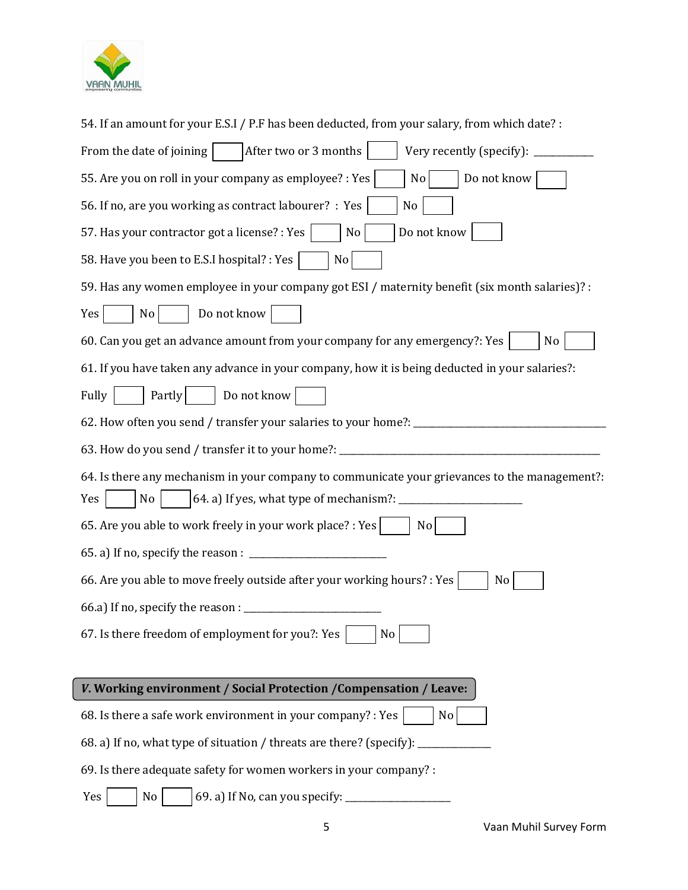54. If an amount for your E.S.I / P.F has been deducted, from your salary, from which date? :

From the date of joining ☐ After two or 3 months ☐ Very recently (specify): ___________

55. Are you on roll in your company as employee? : Yes ☐ No ☐ Do not know ☐

56. If no, are you working as contract labourer? : Yes ☐ No ☐

57. Has your contractor got a license? : Yes ☐ No ☐ Do not know ☐

58. Have you been to E.S.I hospital? : Yes ☐ No ☐

59. Has any women employee in your company got ESI / maternity benefit (six month salaries)? :

Yes ☐ No ☐ Do not know ☐

60. Can you get an advance amount from your company for any emergency?: Yes ☐ No ☐

61. If you have taken any advance in your company, how it is being deducted in your salaries?:

Fully ☐ Partly ☐ Do not know ☐

62. How often you send / transfer your salaries to your home?: ______________________________________

63. How do you send / transfer it to your home?: ____________________________________________________

64. Is there any mechanism in your company to communicate your grievances to the management?:
Yes ☐ No ☐ 64. a) If yes, what type of mechanism?: ________________________

65. Are you able to work freely in your work place? : Yes ☐ No ☐

65. a) If no, specify the reason : ___________________________

66. Are you able to move freely outside after your working hours? : Yes ☐ No ☐

66.a) If no, specify the reason : ___________________________

67. Is there freedom of employment for you?: Yes ☐ No ☐

## *V.* Working environment / Social Protection /Compensation / Leave:

68. Is there a safe work environment in your company? : Yes ☐ No ☐

68. a) If no, what type of situation / threats are there? (specify): ______________

69. Is there adequate safety for women workers in your company? :

Yes ☐ No ☐ 69. a) If No, can you specify: ____________________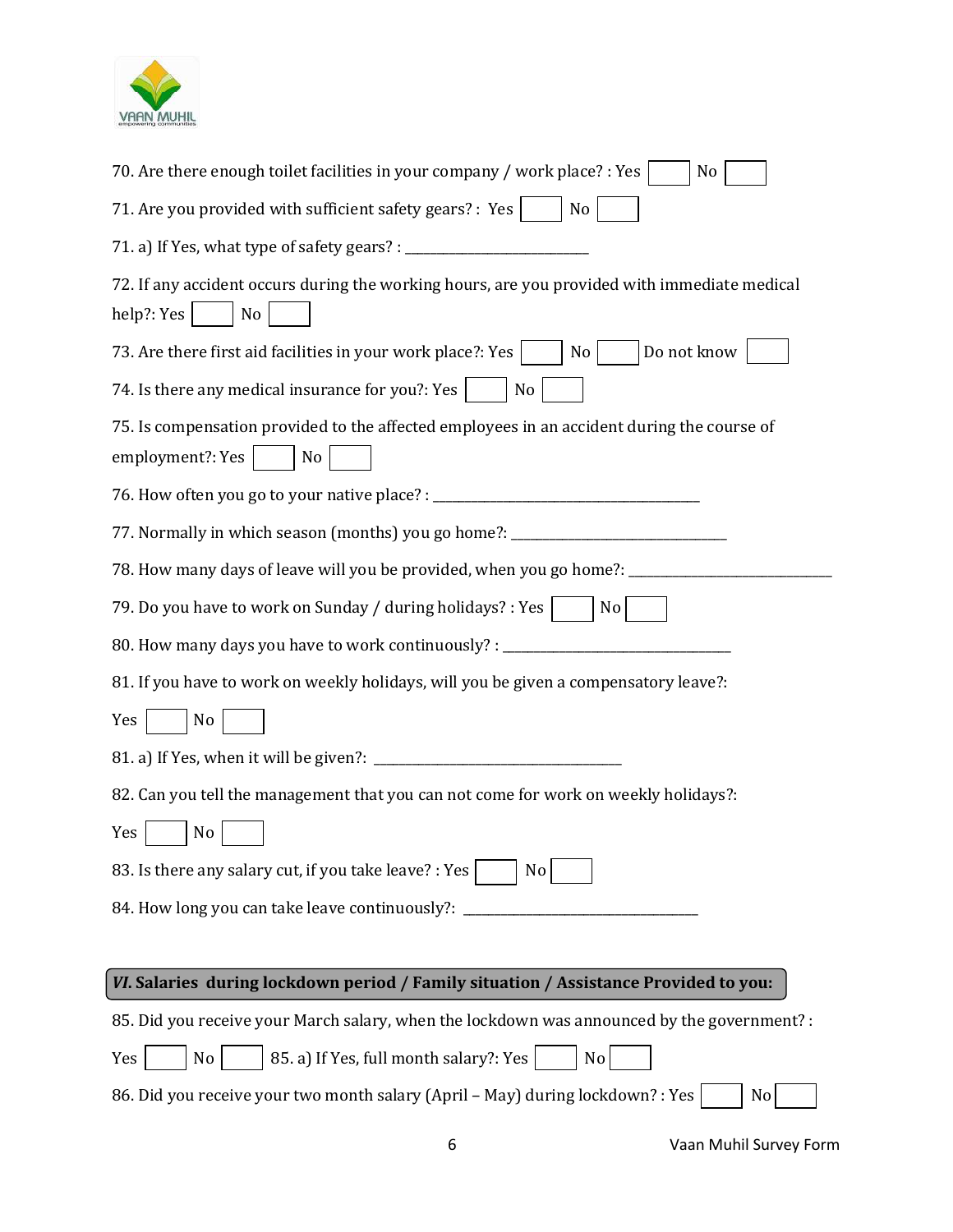70. Are there enough toilet facilities in your company / work place? : Yes ☐ No ☐

71. Are you provided with sufficient safety gears? : Yes ☐ No ☐

71. a) If Yes, what type of safety gears? : _______________________

72. If any accident occurs during the working hours, are you provided with immediate medical help?: Yes ☐ No ☐

73. Are there first aid facilities in your work place?: Yes ☐ No ☐ Do not know ☐

74. Is there any medical insurance for you?: Yes ☐ No ☐

75. Is compensation provided to the affected employees in an accident during the course of employment?: Yes ☐ No ☐

76. How often you go to your native place? : ___________________________________

77. Normally in which season (months) you go home?: ____________________________

78. How many days of leave will you be provided, when you go home?: __________________________

79. Do you have to work on Sunday / during holidays? : Yes ☐ No ☐

80. How many days you have to work continuously? : ______________________________

81. If you have to work on weekly holidays, will you be given a compensatory leave?:

Yes ☐ No ☐

81. a) If Yes, when it will be given?: ________________________________

82. Can you tell the management that you can not come for work on weekly holidays?:

Yes ☐ No ☐

83. Is there any salary cut, if you take leave? : Yes ☐ No ☐

84. How long you can take leave continuously?: ______________________________

## *VI.* Salaries during lockdown period / Family situation / Assistance Provided to you:

85. Did you receive your March salary, when the lockdown was announced by the government? :

Yes ☐ No ☐ 85. a) If Yes, full month salary?: Yes ☐ No ☐

86. Did you receive your two month salary (April – May) during lockdown? : Yes ☐ No ☐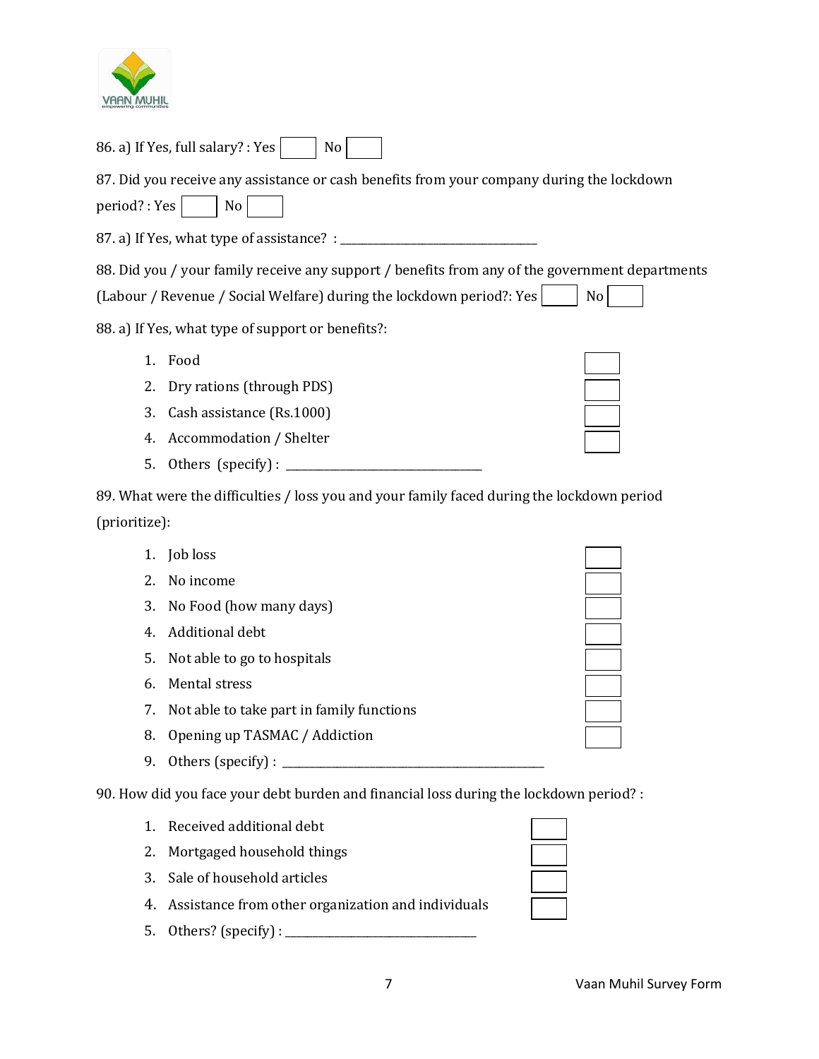86. a) If Yes, full salary? : Yes ☐ No ☐

87. Did you receive any assistance or cash benefits from your company during the lockdown period? : Yes ☐ No ☐

87. a) If Yes, what type of assistance? : ______________________________

88. Did you / your family receive any support / benefits from any of the government departments (Labour / Revenue / Social Welfare) during the lockdown period?: Yes ☐ No ☐

88. a) If Yes, what type of support or benefits?:

1. Food ☐
2. Dry rations (through PDS) ☐
3. Cash assistance (Rs.1000) ☐
4. Accommodation / Shelter ☐
5. Others (specify) : ______________________________

89. What were the difficulties / loss you and your family faced during the lockdown period (prioritize):

1. Job loss ☐
2. No income ☐
3. No Food (how many days) ☐
4. Additional debt ☐
5. Not able to go to hospitals ☐
6. Mental stress ☐
7. Not able to take part in family functions ☐
8. Opening up TASMAC / Addiction ☐
9. Others (specify) : ________________________________________

90. How did you face your debt burden and financial loss during the lockdown period? :

1. Received additional debt ☐
2. Mortgaged household things ☐
3. Sale of household articles ☐
4. Assistance from other organization and individuals ☐
5. Others? (specify) : ______________________________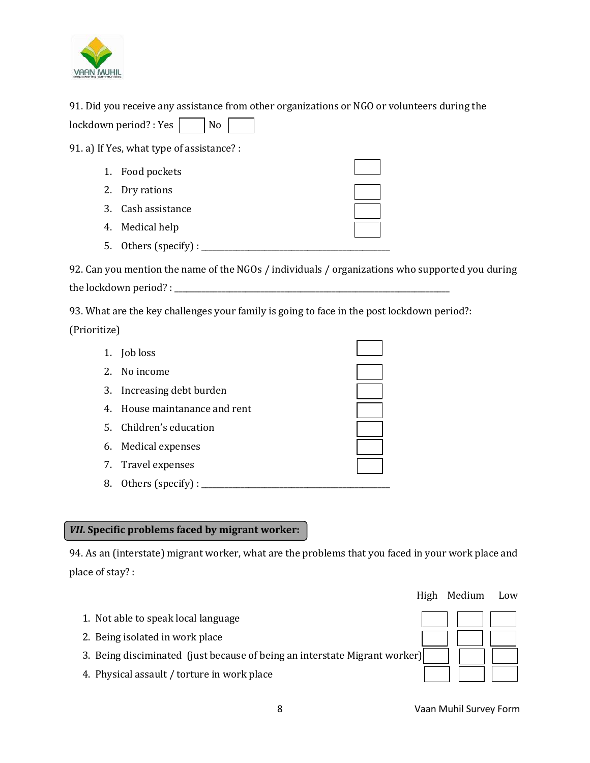91. Did you receive any assistance from other organizations or NGO or volunteers during the lockdown period? : Yes ☐ No ☐

91. a) If Yes, what type of assistance? :

1. Food pockets ☐
2. Dry rations ☐
3. Cash assistance ☐
4. Medical help ☐
5. Others (specify) : ____________________________________________

92. Can you mention the name of the NGOs / individuals / organizations who supported you during the lockdown period? : ________________________________________________________________

93. What are the key challenges your family is going to face in the post lockdown period?: (Prioritize)

1. Job loss ☐
2. No income ☐
3. Increasing debt burden ☐
4. House maintanance and rent ☐
5. Children's education ☐
6. Medical expenses ☐
7. Travel expenses ☐
8. Others (specify) : ____________________________________________

## *VII.* Specific problems faced by migrant worker:

94. As an (interstate) migrant worker, what are the problems that you faced in your work place and place of stay? :

| | High | Medium | Low |
|---|---|---|---|
| 1. Not able to speak local language | ☐ | ☐ | ☐ |
| 2. Being isolated in work place | ☐ | ☐ | ☐ |
| 3. Being discriminated (just because of being an interstate Migrant worker) | ☐ | ☐ | ☐ |
| 4. Physical assault / torture in work place | ☐ | ☐ | ☐ |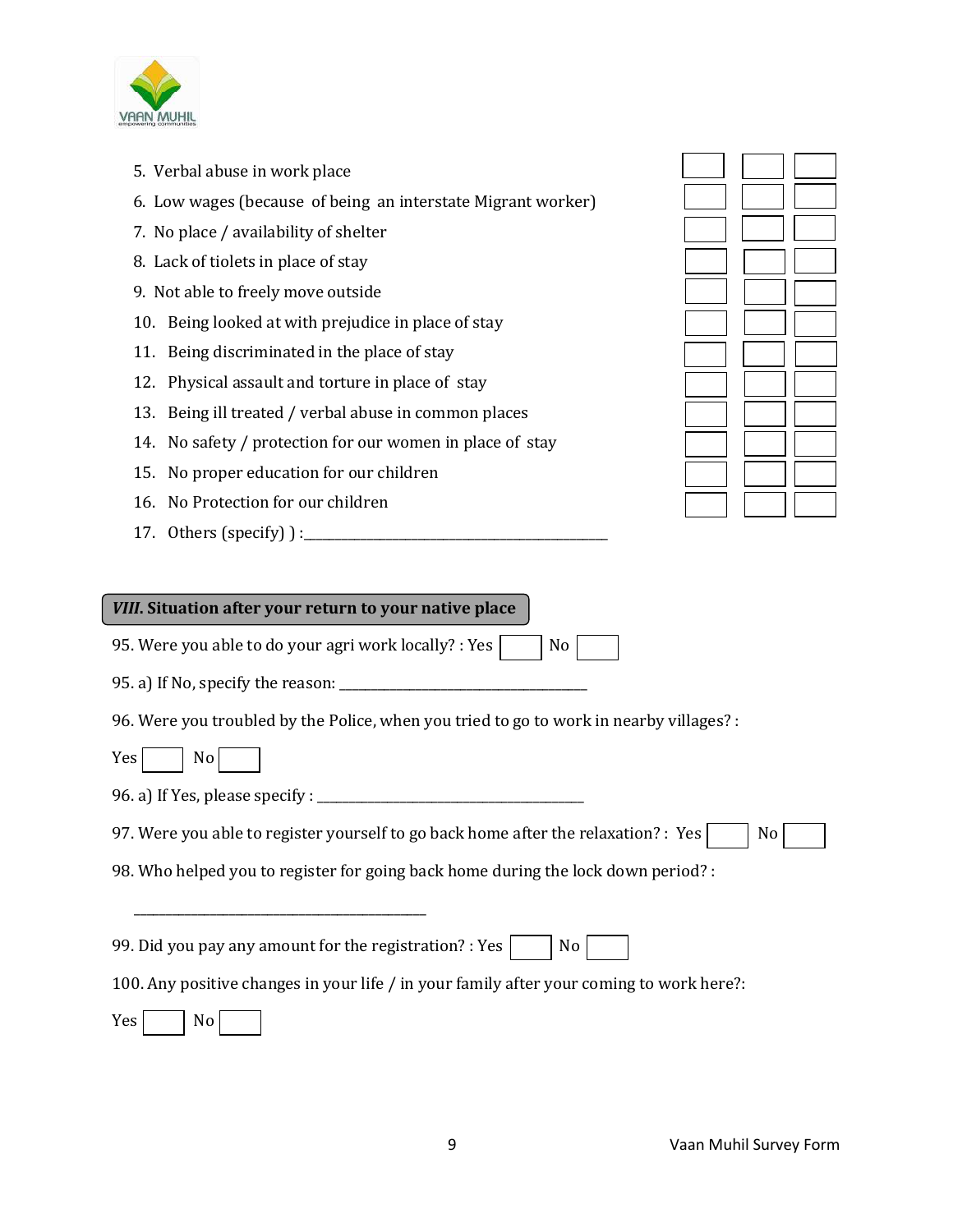5. Verbal abuse in work place
6. Low wages (because of being an interstate Migrant worker)
7. No place / availability of shelter
8. Lack of tiolets in place of stay
9. Not able to freely move outside
10. Being looked at with prejudice in place of stay
11. Being discriminated in the place of stay
12. Physical assault and torture in place of stay
13. Being ill treated / verbal abuse in common places
14. No safety / protection for our women in place of stay
15. No proper education for our children
16. No Protection for our children
17. Others (specify) ) :\_\_\_\_\_\_\_\_\_\_\_\_\_\_\_\_\_\_\_\_\_\_\_\_\_\_\_\_\_\_\_\_\_\_\_\_\_\_\_\_

## *VIII.* Situation after your return to your native place

95. Were you able to do your agri work locally? : Yes ☐ No ☐

95. a) If No, specify the reason: \_\_\_\_\_\_\_\_\_\_\_\_\_\_\_\_\_\_\_\_\_\_\_\_\_\_\_\_\_\_\_\_\_\_

96. Were you troubled by the Police, when you tried to go to work in nearby villages? :

Yes ☐ No ☐

96. a) If Yes, please specify : \_\_\_\_\_\_\_\_\_\_\_\_\_\_\_\_\_\_\_\_\_\_\_\_\_\_\_\_\_\_\_\_\_\_\_\_\_\_

97. Were you able to register yourself to go back home after the relaxation? : Yes ☐ No ☐

98. Who helped you to register for going back home during the lock down period? :

\_\_\_\_\_\_\_\_\_\_\_\_\_\_\_\_\_\_\_\_\_\_\_\_\_\_\_\_\_\_\_\_\_\_\_\_\_\_\_\_\_\_

99. Did you pay any amount for the registration? : Yes ☐ No ☐

100. Any positive changes in your life / in your family after your coming to work here?:

Yes ☐ No ☐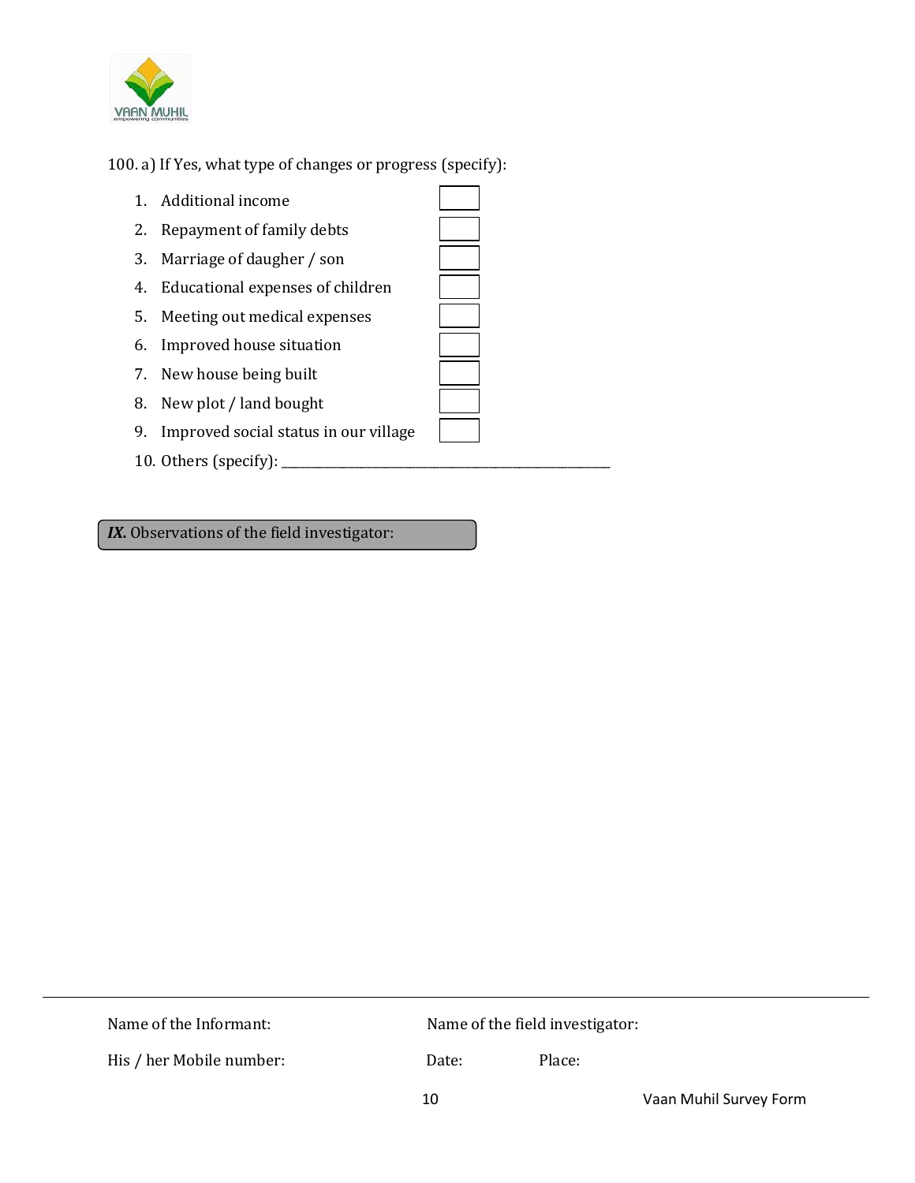100. a) If Yes, what type of changes or progress (specify):

1. Additional income ☐
2. Repayment of family debts ☐
3. Marriage of daugher / son ☐
4. Educational expenses of children ☐
5. Meeting out medical expenses ☐
6. Improved house situation ☐
7. New house being built ☐
8. New plot / land bought ☐
9. Improved social status in our village ☐
10. Others (specify): ________________________________________________

## ***IX.*** Observations of the field investigator:

---

Name of the Informant:

Name of the field investigator:

His / her Mobile number:

Date:

Place: